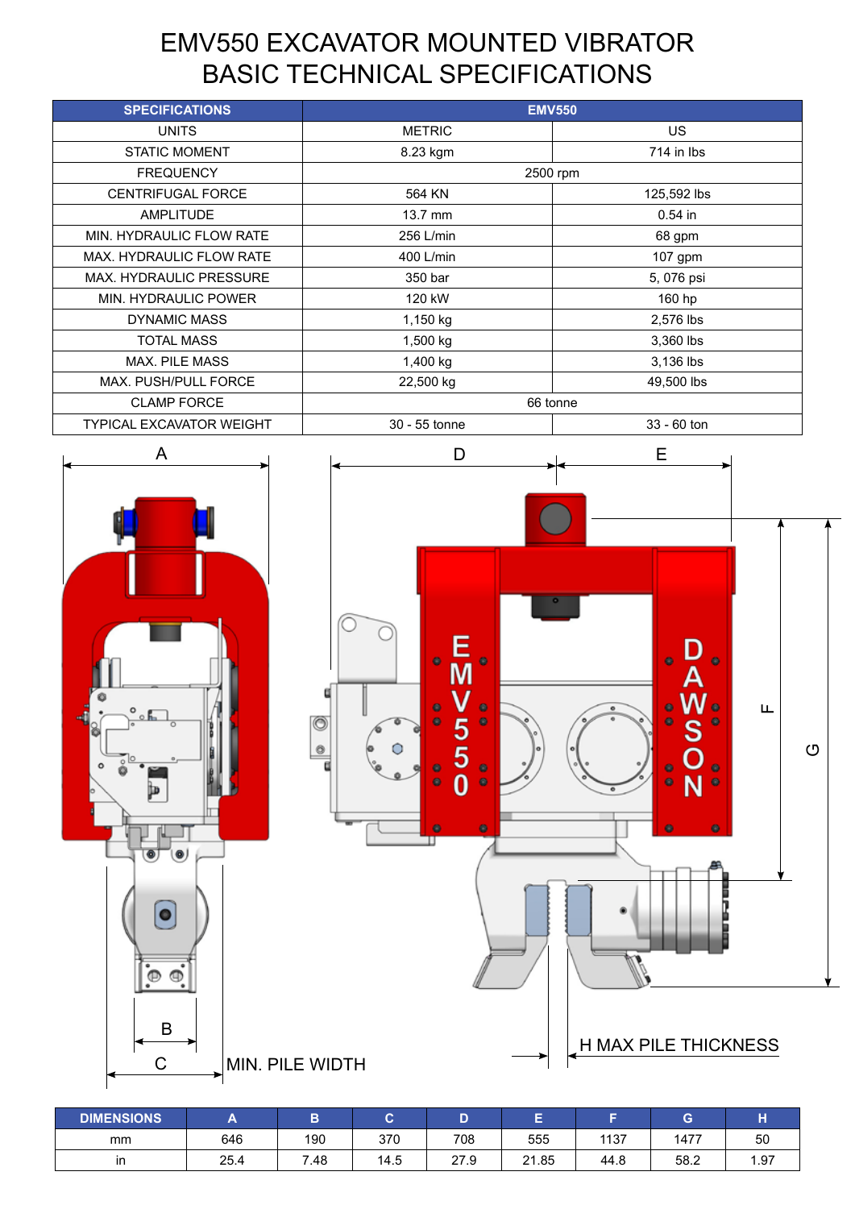# EMV550 EXCAVATOR MOUNTED VIBRATOR BASIC TECHNICAL SPECIFICATIONS

| SPECIFICATIONS | EMV550 | |
|---|---|---|
| UNITS | METRIC | US |
| STATIC MOMENT | 8.23 kgm | 714 in lbs |
| FREQUENCY | 2500 rpm | |
| CENTRIFUGAL FORCE | 564 KN | 125,592 lbs |
| AMPLITUDE | 13.7 mm | 0.54 in |
| MIN. HYDRAULIC FLOW RATE | 256 L/min | 68 gpm |
| MAX. HYDRAULIC FLOW RATE | 400 L/min | 107 gpm |
| MAX. HYDRAULIC PRESSURE | 350 bar | 5, 076 psi |
| MIN. HYDRAULIC POWER | 120 kW | 160 hp |
| DYNAMIC MASS | 1,150 kg | 2,576 lbs |
| TOTAL MASS | 1,500 kg | 3,360 lbs |
| MAX. PILE MASS | 1,400 kg | 3,136 lbs |
| MAX. PUSH/PULL FORCE | 22,500 kg | 49,500 lbs |
| CLAMP FORCE | 66 tonne | |
| TYPICAL EXCAVATOR WEIGHT | 30 - 55 tonne | 33 - 60 ton |

A, B, C, D, E, F, G

B MIN. PILE WIDTH

C

H MAX PILE THICKNESS

| DIMENSIONS | A | B | C | D | E | F | G | H |
|---|---|---|---|---|---|---|---|---|
| mm | 646 | 190 | 370 | 708 | 555 | 1137 | 1477 | 50 |
| in | 25.4 | 7.48 | 14.5 | 27.9 | 21.85 | 44.8 | 58.2 | 1.97 |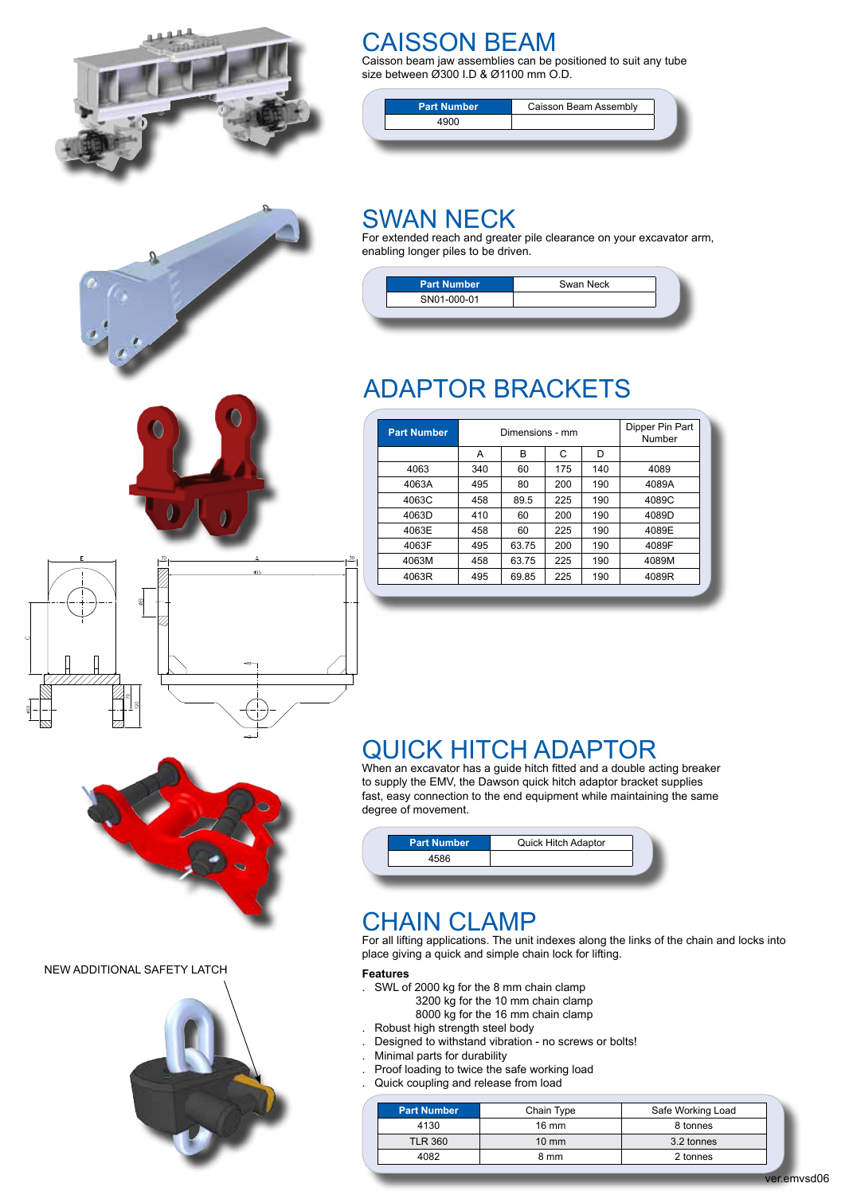# CAISSON BEAM

Caisson beam jaw assemblies can be positioned to suit any tube size between Ø300 I.D & Ø1100 mm O.D.

| Part Number | Caisson Beam Assembly |
|---|---|
| 4900 | |

# SWAN NECK

For extended reach and greater pile clearance on your excavator arm, enabling longer piles to be driven.

| Part Number | Swan Neck |
|---|---|
| SN01-000-01 | |

# ADAPTOR BRACKETS

| Part Number | Dimensions - mm | | | | Dipper Pin Part Number |
|---|---|---|---|---|---|
| | A | B | C | D | |
| 4063 | 340 | 60 | 175 | 140 | 4089 |
| 4063A | 495 | 80 | 200 | 190 | 4089A |
| 4063C | 458 | 89.5 | 225 | 190 | 4089C |
| 4063D | 410 | 60 | 200 | 190 | 4089D |
| 4063E | 458 | 60 | 225 | 190 | 4089E |
| 4063F | 495 | 63.75 | 200 | 190 | 4089F |
| 4063M | 458 | 63.75 | 225 | 190 | 4089M |
| 4063R | 495 | 69.85 | 225 | 190 | 4089R |

# QUICK HITCH ADAPTOR

When an excavator has a guide hitch fitted and a double acting breaker to supply the EMV, the Dawson quick hitch adaptor bracket supplies fast, easy connection to the end equipment while maintaining the same degree of movement.

| Part Number | Quick Hitch Adaptor |
|---|---|
| 4586 | |

NEW ADDITIONAL SAFETY LATCH

# CHAIN CLAMP

For all lifting applications. The unit indexes along the links of the chain and locks into place giving a quick and simple chain lock for lifting.

**Features**

- SWL of 2000 kg for the 8 mm chain clamp
  3200 kg for the 10 mm chain clamp
  8000 kg for the 16 mm chain clamp
- Robust high strength steel body
- Designed to withstand vibration - no screws or bolts!
- Minimal parts for durability
- Proof loading to twice the safe working load
- Quick coupling and release from load

| Part Number | Chain Type | Safe Working Load |
|---|---|---|
| 4130 | 16 mm | 8 tonnes |
| TLR 360 | 10 mm | 3.2 tonnes |
| 4082 | 8 mm | 2 tonnes |

ver.emvsd06